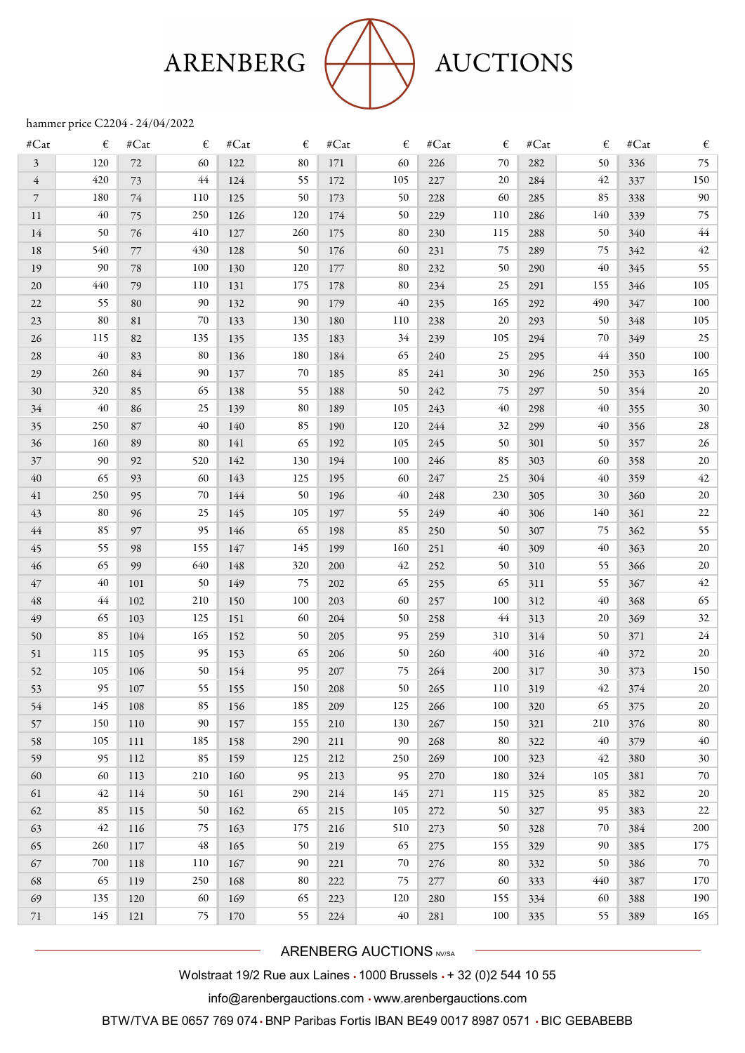# ARENBERG AUCTIONS

hammer price C2204 - 24/04/2022

| #Cat | € | #Cat | € | #Cat | € | #Cat | € | #Cat | € | #Cat | € | #Cat | € |
|---|---|---|---|---|---|---|---|---|---|---|---|---|---|
| 3 | 120 | 72 | 60 | 122 | 80 | 171 | 60 | 226 | 70 | 282 | 50 | 336 | 75 |
| 4 | 420 | 73 | 44 | 124 | 55 | 172 | 105 | 227 | 20 | 284 | 42 | 337 | 150 |
| 7 | 180 | 74 | 110 | 125 | 50 | 173 | 50 | 228 | 60 | 285 | 85 | 338 | 90 |
| 11 | 40 | 75 | 250 | 126 | 120 | 174 | 50 | 229 | 110 | 286 | 140 | 339 | 75 |
| 14 | 50 | 76 | 410 | 127 | 260 | 175 | 80 | 230 | 115 | 288 | 50 | 340 | 44 |
| 18 | 540 | 77 | 430 | 128 | 50 | 176 | 60 | 231 | 75 | 289 | 75 | 342 | 42 |
| 19 | 90 | 78 | 100 | 130 | 120 | 177 | 80 | 232 | 50 | 290 | 40 | 345 | 55 |
| 20 | 440 | 79 | 110 | 131 | 175 | 178 | 80 | 234 | 25 | 291 | 155 | 346 | 105 |
| 22 | 55 | 80 | 90 | 132 | 90 | 179 | 40 | 235 | 165 | 292 | 490 | 347 | 100 |
| 23 | 80 | 81 | 70 | 133 | 130 | 180 | 110 | 238 | 20 | 293 | 50 | 348 | 105 |
| 26 | 115 | 82 | 135 | 135 | 135 | 183 | 34 | 239 | 105 | 294 | 70 | 349 | 25 |
| 28 | 40 | 83 | 80 | 136 | 180 | 184 | 65 | 240 | 25 | 295 | 44 | 350 | 100 |
| 29 | 260 | 84 | 90 | 137 | 70 | 185 | 85 | 241 | 30 | 296 | 250 | 353 | 165 |
| 30 | 320 | 85 | 65 | 138 | 55 | 188 | 50 | 242 | 75 | 297 | 50 | 354 | 20 |
| 34 | 40 | 86 | 25 | 139 | 80 | 189 | 105 | 243 | 40 | 298 | 40 | 355 | 30 |
| 35 | 250 | 87 | 40 | 140 | 85 | 190 | 120 | 244 | 32 | 299 | 40 | 356 | 28 |
| 36 | 160 | 89 | 80 | 141 | 65 | 192 | 105 | 245 | 50 | 301 | 50 | 357 | 26 |
| 37 | 90 | 92 | 520 | 142 | 130 | 194 | 100 | 246 | 85 | 303 | 60 | 358 | 20 |
| 40 | 65 | 93 | 60 | 143 | 125 | 195 | 60 | 247 | 25 | 304 | 40 | 359 | 42 |
| 41 | 250 | 95 | 70 | 144 | 50 | 196 | 40 | 248 | 230 | 305 | 30 | 360 | 20 |
| 43 | 80 | 96 | 25 | 145 | 105 | 197 | 55 | 249 | 40 | 306 | 140 | 361 | 22 |
| 44 | 85 | 97 | 95 | 146 | 65 | 198 | 85 | 250 | 50 | 307 | 75 | 362 | 55 |
| 45 | 55 | 98 | 155 | 147 | 145 | 199 | 160 | 251 | 40 | 309 | 40 | 363 | 20 |
| 46 | 65 | 99 | 640 | 148 | 320 | 200 | 42 | 252 | 50 | 310 | 55 | 366 | 20 |
| 47 | 40 | 101 | 50 | 149 | 75 | 202 | 65 | 255 | 65 | 311 | 55 | 367 | 42 |
| 48 | 44 | 102 | 210 | 150 | 100 | 203 | 60 | 257 | 100 | 312 | 40 | 368 | 65 |
| 49 | 65 | 103 | 125 | 151 | 60 | 204 | 50 | 258 | 44 | 313 | 20 | 369 | 32 |
| 50 | 85 | 104 | 165 | 152 | 50 | 205 | 95 | 259 | 310 | 314 | 50 | 371 | 24 |
| 51 | 115 | 105 | 95 | 153 | 65 | 206 | 50 | 260 | 400 | 316 | 40 | 372 | 20 |
| 52 | 105 | 106 | 50 | 154 | 95 | 207 | 75 | 264 | 200 | 317 | 30 | 373 | 150 |
| 53 | 95 | 107 | 55 | 155 | 150 | 208 | 50 | 265 | 110 | 319 | 42 | 374 | 20 |
| 54 | 145 | 108 | 85 | 156 | 185 | 209 | 125 | 266 | 100 | 320 | 65 | 375 | 20 |
| 57 | 150 | 110 | 90 | 157 | 155 | 210 | 130 | 267 | 150 | 321 | 210 | 376 | 80 |
| 58 | 105 | 111 | 185 | 158 | 290 | 211 | 90 | 268 | 80 | 322 | 40 | 379 | 40 |
| 59 | 95 | 112 | 85 | 159 | 125 | 212 | 250 | 269 | 100 | 323 | 42 | 380 | 30 |
| 60 | 60 | 113 | 210 | 160 | 95 | 213 | 95 | 270 | 180 | 324 | 105 | 381 | 70 |
| 61 | 42 | 114 | 50 | 161 | 290 | 214 | 145 | 271 | 115 | 325 | 85 | 382 | 20 |
| 62 | 85 | 115 | 50 | 162 | 65 | 215 | 105 | 272 | 50 | 327 | 95 | 383 | 22 |
| 63 | 42 | 116 | 75 | 163 | 175 | 216 | 510 | 273 | 50 | 328 | 70 | 384 | 200 |
| 65 | 260 | 117 | 48 | 165 | 50 | 219 | 65 | 275 | 155 | 329 | 90 | 385 | 175 |
| 67 | 700 | 118 | 110 | 167 | 90 | 221 | 70 | 276 | 80 | 332 | 50 | 386 | 70 |
| 68 | 65 | 119 | 250 | 168 | 80 | 222 | 75 | 277 | 60 | 333 | 440 | 387 | 170 |
| 69 | 135 | 120 | 60 | 169 | 65 | 223 | 120 | 280 | 155 | 334 | 60 | 388 | 190 |
| 71 | 145 | 121 | 75 | 170 | 55 | 224 | 40 | 281 | 100 | 335 | 55 | 389 | 165 |

ARENBERG AUCTIONS NV/SA

Wolstraat 19/2 Rue aux Laines • 1000 Brussels • + 32 (0)2 544 10 55

info@arenbergauctions.com • www.arenbergauctions.com

BTW/TVA BE 0657 769 074 • BNP Paribas Fortis IBAN BE49 0017 8987 0571 • BIC GEBABEBB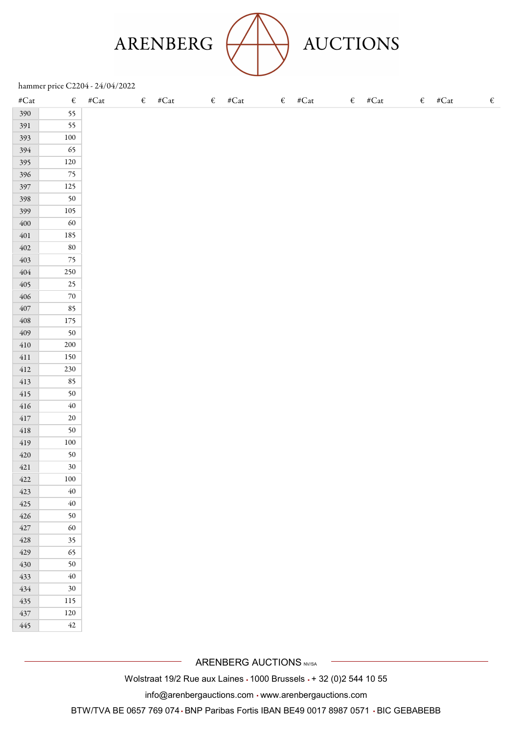hammer price C2204 - 24/04/2022

| #Cat | € | #Cat | € | #Cat | € | #Cat | € | #Cat | € | #Cat | € | #Cat | € |
|---|---|---|---|---|---|---|---|---|---|---|---|---|---|
| 390 | 55 | | | | | | | | | | | | |
| 391 | 55 | | | | | | | | | | | | |
| 393 | 100 | | | | | | | | | | | | |
| 394 | 65 | | | | | | | | | | | | |
| 395 | 120 | | | | | | | | | | | | |
| 396 | 75 | | | | | | | | | | | | |
| 397 | 125 | | | | | | | | | | | | |
| 398 | 50 | | | | | | | | | | | | |
| 399 | 105 | | | | | | | | | | | | |
| 400 | 60 | | | | | | | | | | | | |
| 401 | 185 | | | | | | | | | | | | |
| 402 | 80 | | | | | | | | | | | | |
| 403 | 75 | | | | | | | | | | | | |
| 404 | 250 | | | | | | | | | | | | |
| 405 | 25 | | | | | | | | | | | | |
| 406 | 70 | | | | | | | | | | | | |
| 407 | 85 | | | | | | | | | | | | |
| 408 | 175 | | | | | | | | | | | | |
| 409 | 50 | | | | | | | | | | | | |
| 410 | 200 | | | | | | | | | | | | |
| 411 | 150 | | | | | | | | | | | | |
| 412 | 230 | | | | | | | | | | | | |
| 413 | 85 | | | | | | | | | | | | |
| 415 | 50 | | | | | | | | | | | | |
| 416 | 40 | | | | | | | | | | | | |
| 417 | 20 | | | | | | | | | | | | |
| 418 | 50 | | | | | | | | | | | | |
| 419 | 100 | | | | | | | | | | | | |
| 420 | 50 | | | | | | | | | | | | |
| 421 | 30 | | | | | | | | | | | | |
| 422 | 100 | | | | | | | | | | | | |
| 423 | 40 | | | | | | | | | | | | |
| 425 | 40 | | | | | | | | | | | | |
| 426 | 50 | | | | | | | | | | | | |
| 427 | 60 | | | | | | | | | | | | |
| 428 | 35 | | | | | | | | | | | | |
| 429 | 65 | | | | | | | | | | | | |
| 430 | 50 | | | | | | | | | | | | |
| 433 | 40 | | | | | | | | | | | | |
| 434 | 30 | | | | | | | | | | | | |
| 435 | 115 | | | | | | | | | | | | |
| 437 | 120 | | | | | | | | | | | | |
| 445 | 42 | | | | | | | | | | | | |